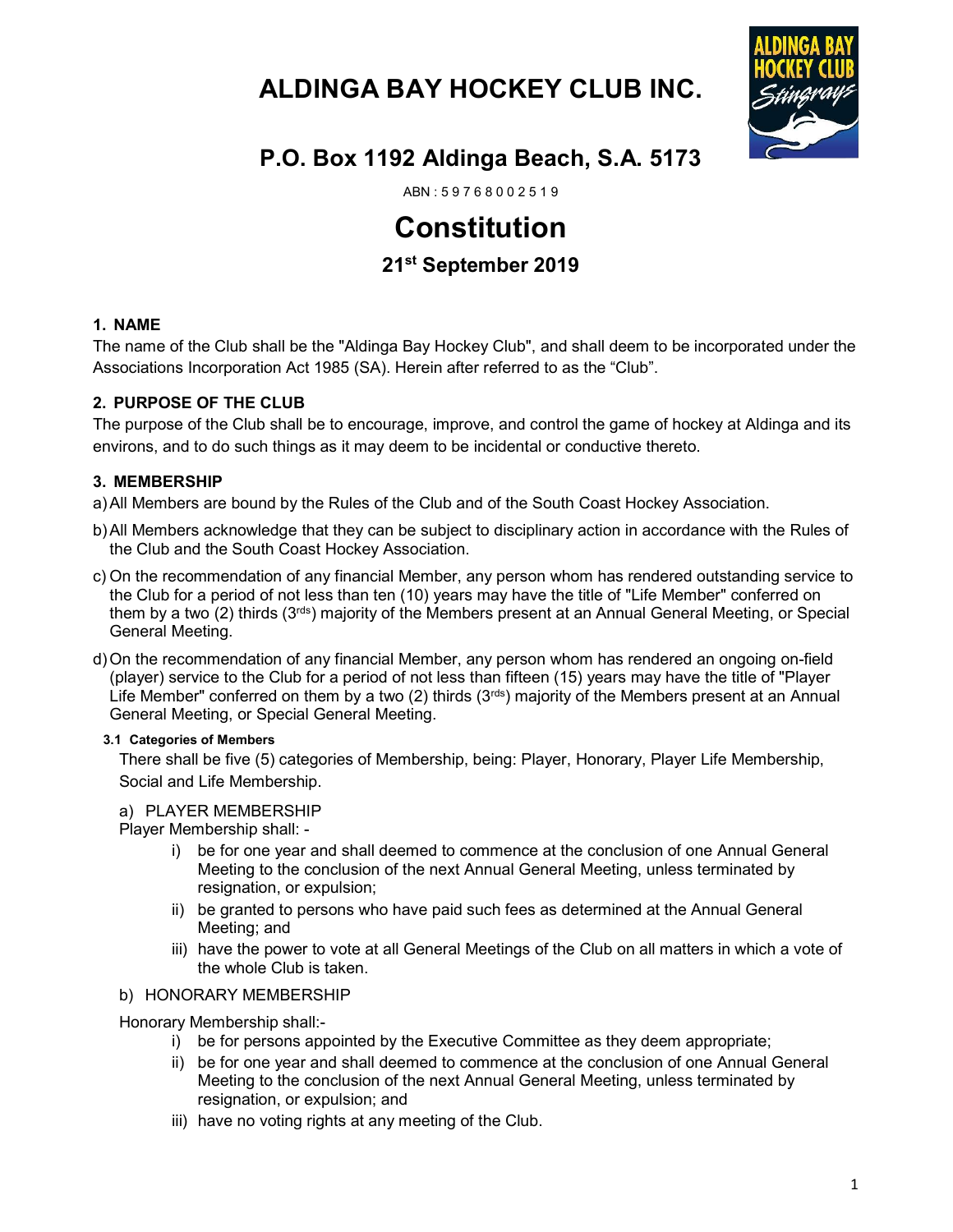# ALDINGA BAY HOCKEY CLUB INC.

## P.O. Box 1192 Aldinga Beach, S.A. 5173

ABN : 5 9 7 6 8 0 0 2 5 1 9

# Constitution

## 21st September 2019

### 1. NAME

The name of the Club shall be the "Aldinga Bay Hockey Club", and shall deem to be incorporated under the Associations Incorporation Act 1985 (SA). Herein after referred to as the "Club".

### 2. PURPOSE OF THE CLUB

The purpose of the Club shall be to encourage, improve, and control the game of hockey at Aldinga and its environs, and to do such things as it may deem to be incidental or conductive thereto.

### 3. MEMBERSHIP

a) All Members are bound by the Rules of the Club and of the South Coast Hockey Association.

b) All Members acknowledge that they can be subject to disciplinary action in accordance with the Rules of the Club and the South Coast Hockey Association.

c) On the recommendation of any financial Member, any person whom has rendered outstanding service to the Club for a period of not less than ten (10) years may have the title of "Life Member" conferred on them by a two (2) thirds (3rds) majority of the Members present at an Annual General Meeting, or Special General Meeting.

d) On the recommendation of any financial Member, any person whom has rendered an ongoing on-field (player) service to the Club for a period of not less than fifteen (15) years may have the title of "Player Life Member" conferred on them by a two (2) thirds (3rds) majority of the Members present at an Annual General Meeting, or Special General Meeting.

#### 3.1 Categories of Members

There shall be five (5) categories of Membership, being: Player, Honorary, Player Life Membership, Social and Life Membership.

a) PLAYER MEMBERSHIP

Player Membership shall: -

i) be for one year and shall deemed to commence at the conclusion of one Annual General Meeting to the conclusion of the next Annual General Meeting, unless terminated by resignation, or expulsion;

ii) be granted to persons who have paid such fees as determined at the Annual General Meeting; and

iii) have the power to vote at all General Meetings of the Club on all matters in which a vote of the whole Club is taken.

b) HONORARY MEMBERSHIP

Honorary Membership shall:-

i) be for persons appointed by the Executive Committee as they deem appropriate;

ii) be for one year and shall deemed to commence at the conclusion of one Annual General Meeting to the conclusion of the next Annual General Meeting, unless terminated by resignation, or expulsion; and

iii) have no voting rights at any meeting of the Club.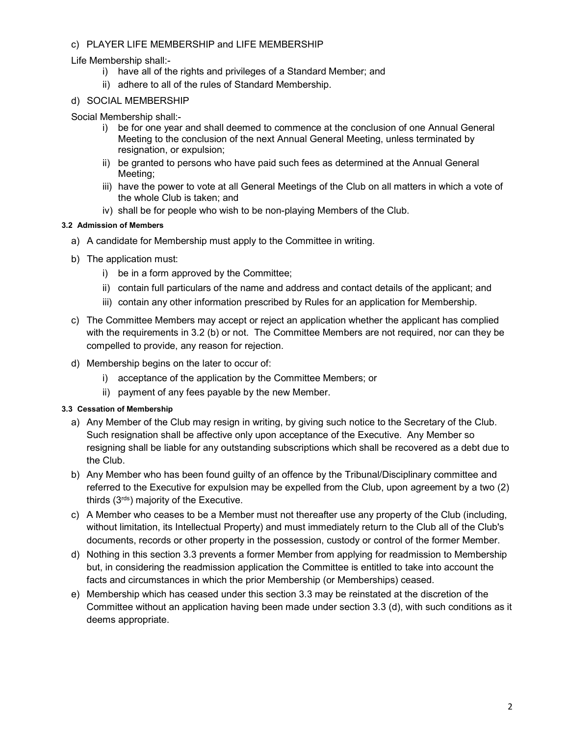c) PLAYER LIFE MEMBERSHIP and LIFE MEMBERSHIP

Life Membership shall:-

i) have all of the rights and privileges of a Standard Member; and
ii) adhere to all of the rules of Standard Membership.

d) SOCIAL MEMBERSHIP

Social Membership shall:-

i) be for one year and shall deemed to commence at the conclusion of one Annual General Meeting to the conclusion of the next Annual General Meeting, unless terminated by resignation, or expulsion;
ii) be granted to persons who have paid such fees as determined at the Annual General Meeting;
iii) have the power to vote at all General Meetings of the Club on all matters in which a vote of the whole Club is taken; and
iv) shall be for people who wish to be non-playing Members of the Club.

#### 3.2 Admission of Members

a) A candidate for Membership must apply to the Committee in writing.

b) The application must:

i) be in a form approved by the Committee;
ii) contain full particulars of the name and address and contact details of the applicant; and
iii) contain any other information prescribed by Rules for an application for Membership.

c) The Committee Members may accept or reject an application whether the applicant has complied with the requirements in 3.2 (b) or not. The Committee Members are not required, nor can they be compelled to provide, any reason for rejection.

d) Membership begins on the later to occur of:

i) acceptance of the application by the Committee Members; or
ii) payment of any fees payable by the new Member.

#### 3.3 Cessation of Membership

a) Any Member of the Club may resign in writing, by giving such notice to the Secretary of the Club. Such resignation shall be affective only upon acceptance of the Executive. Any Member so resigning shall be liable for any outstanding subscriptions which shall be recovered as a debt due to the Club.

b) Any Member who has been found guilty of an offence by the Tribunal/Disciplinary committee and referred to the Executive for expulsion may be expelled from the Club, upon agreement by a two (2) thirds (3rds) majority of the Executive.

c) A Member who ceases to be a Member must not thereafter use any property of the Club (including, without limitation, its Intellectual Property) and must immediately return to the Club all of the Club's documents, records or other property in the possession, custody or control of the former Member.

d) Nothing in this section 3.3 prevents a former Member from applying for readmission to Membership but, in considering the readmission application the Committee is entitled to take into account the facts and circumstances in which the prior Membership (or Memberships) ceased.

e) Membership which has ceased under this section 3.3 may be reinstated at the discretion of the Committee without an application having been made under section 3.3 (d), with such conditions as it deems appropriate.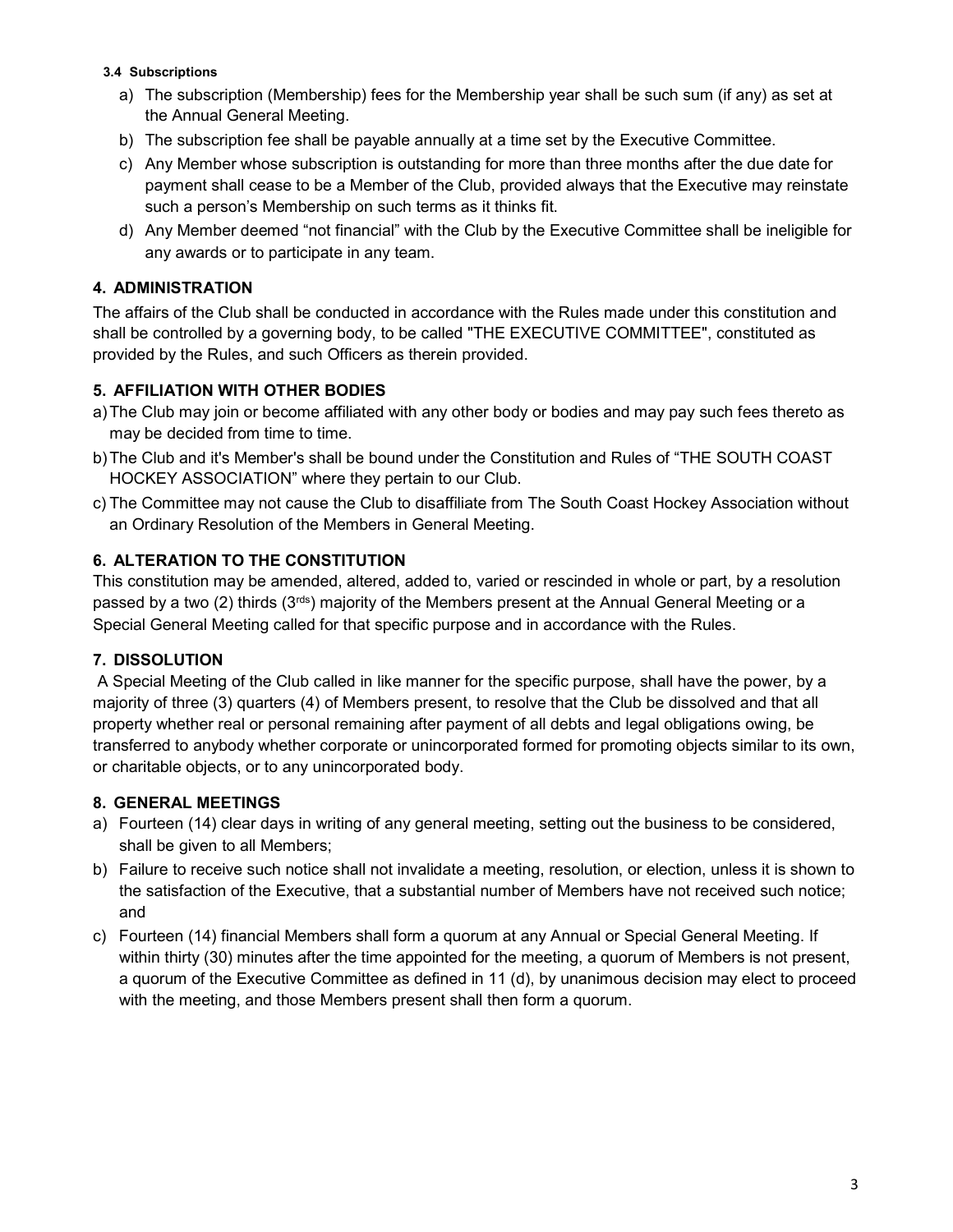#### 3.4 Subscriptions

a) The subscription (Membership) fees for the Membership year shall be such sum (if any) as set at the Annual General Meeting.

b) The subscription fee shall be payable annually at a time set by the Executive Committee.

c) Any Member whose subscription is outstanding for more than three months after the due date for payment shall cease to be a Member of the Club, provided always that the Executive may reinstate such a person's Membership on such terms as it thinks fit.

d) Any Member deemed "not financial" with the Club by the Executive Committee shall be ineligible for any awards or to participate in any team.

## 4. ADMINISTRATION

The affairs of the Club shall be conducted in accordance with the Rules made under this constitution and shall be controlled by a governing body, to be called "THE EXECUTIVE COMMITTEE", constituted as provided by the Rules, and such Officers as therein provided.

## 5. AFFILIATION WITH OTHER BODIES

a) The Club may join or become affiliated with any other body or bodies and may pay such fees thereto as may be decided from time to time.

b) The Club and it's Member's shall be bound under the Constitution and Rules of "THE SOUTH COAST HOCKEY ASSOCIATION" where they pertain to our Club.

c) The Committee may not cause the Club to disaffiliate from The South Coast Hockey Association without an Ordinary Resolution of the Members in General Meeting.

## 6. ALTERATION TO THE CONSTITUTION

This constitution may be amended, altered, added to, varied or rescinded in whole or part, by a resolution passed by a two (2) thirds (3rds) majority of the Members present at the Annual General Meeting or a Special General Meeting called for that specific purpose and in accordance with the Rules.

## 7. DISSOLUTION

A Special Meeting of the Club called in like manner for the specific purpose, shall have the power, by a majority of three (3) quarters (4) of Members present, to resolve that the Club be dissolved and that all property whether real or personal remaining after payment of all debts and legal obligations owing, be transferred to anybody whether corporate or unincorporated formed for promoting objects similar to its own, or charitable objects, or to any unincorporated body.

## 8. GENERAL MEETINGS

a) Fourteen (14) clear days in writing of any general meeting, setting out the business to be considered, shall be given to all Members;

b) Failure to receive such notice shall not invalidate a meeting, resolution, or election, unless it is shown to the satisfaction of the Executive, that a substantial number of Members have not received such notice; and

c) Fourteen (14) financial Members shall form a quorum at any Annual or Special General Meeting. If within thirty (30) minutes after the time appointed for the meeting, a quorum of Members is not present, a quorum of the Executive Committee as defined in 11 (d), by unanimous decision may elect to proceed with the meeting, and those Members present shall then form a quorum.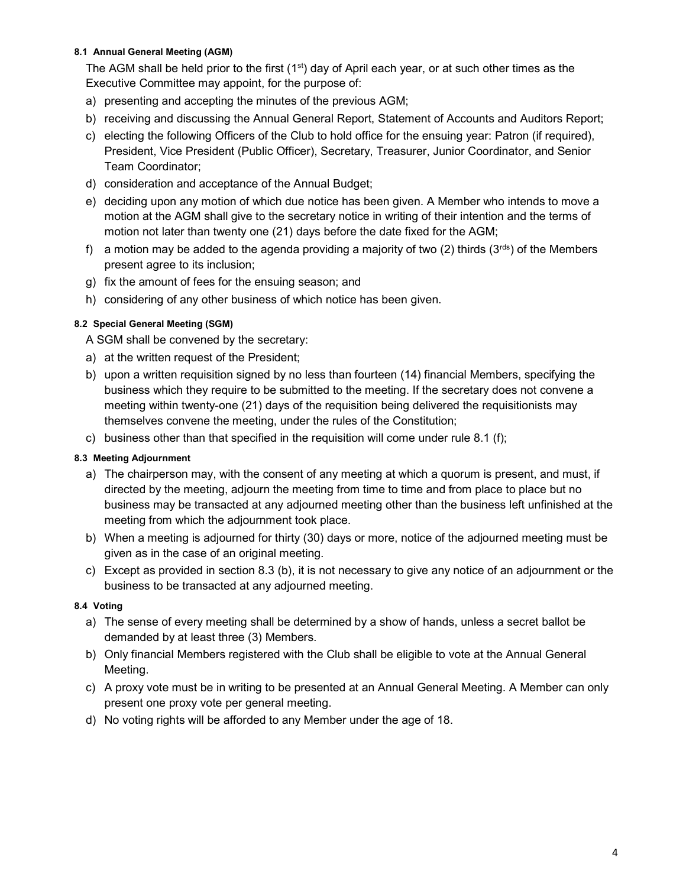#### 8.1 Annual General Meeting (AGM)

The AGM shall be held prior to the first (1st) day of April each year, or at such other times as the Executive Committee may appoint, for the purpose of:

a) presenting and accepting the minutes of the previous AGM;
b) receiving and discussing the Annual General Report, Statement of Accounts and Auditors Report;
c) electing the following Officers of the Club to hold office for the ensuing year: Patron (if required), President, Vice President (Public Officer), Secretary, Treasurer, Junior Coordinator, and Senior Team Coordinator;
d) consideration and acceptance of the Annual Budget;
e) deciding upon any motion of which due notice has been given. A Member who intends to move a motion at the AGM shall give to the secretary notice in writing of their intention and the terms of motion not later than twenty one (21) days before the date fixed for the AGM;
f) a motion may be added to the agenda providing a majority of two (2) thirds (3rds) of the Members present agree to its inclusion;
g) fix the amount of fees for the ensuing season; and
h) considering of any other business of which notice has been given.

#### 8.2 Special General Meeting (SGM)

A SGM shall be convened by the secretary:

a) at the written request of the President;
b) upon a written requisition signed by no less than fourteen (14) financial Members, specifying the business which they require to be submitted to the meeting. If the secretary does not convene a meeting within twenty-one (21) days of the requisition being delivered the requisitionists may themselves convene the meeting, under the rules of the Constitution;
c) business other than that specified in the requisition will come under rule 8.1 (f);

#### 8.3 Meeting Adjournment

a) The chairperson may, with the consent of any meeting at which a quorum is present, and must, if directed by the meeting, adjourn the meeting from time to time and from place to place but no business may be transacted at any adjourned meeting other than the business left unfinished at the meeting from which the adjournment took place.
b) When a meeting is adjourned for thirty (30) days or more, notice of the adjourned meeting must be given as in the case of an original meeting.
c) Except as provided in section 8.3 (b), it is not necessary to give any notice of an adjournment or the business to be transacted at any adjourned meeting.

#### 8.4 Voting

a) The sense of every meeting shall be determined by a show of hands, unless a secret ballot be demanded by at least three (3) Members.
b) Only financial Members registered with the Club shall be eligible to vote at the Annual General Meeting.
c) A proxy vote must be in writing to be presented at an Annual General Meeting. A Member can only present one proxy vote per general meeting.
d) No voting rights will be afforded to any Member under the age of 18.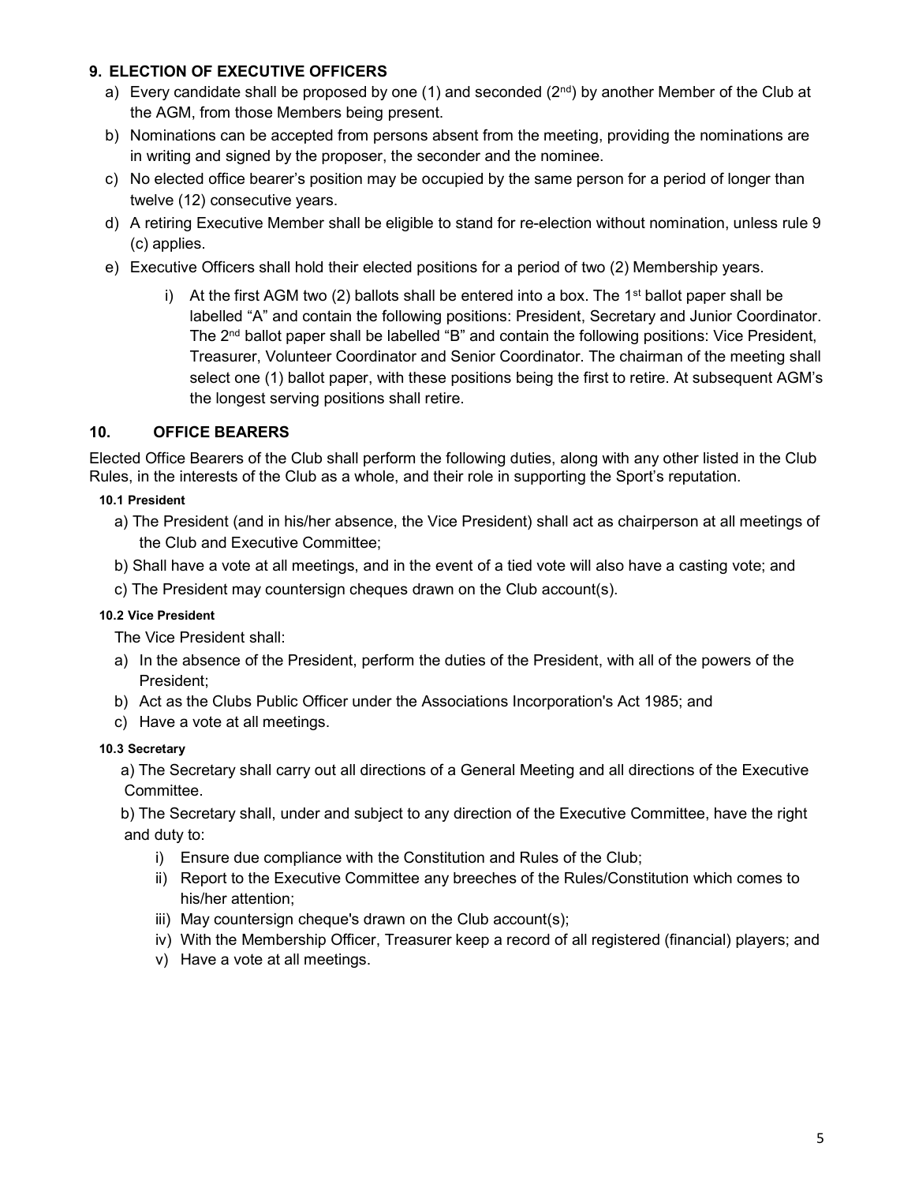## 9. ELECTION OF EXECUTIVE OFFICERS

a) Every candidate shall be proposed by one (1) and seconded (2nd) by another Member of the Club at the AGM, from those Members being present.

b) Nominations can be accepted from persons absent from the meeting, providing the nominations are in writing and signed by the proposer, the seconder and the nominee.

c) No elected office bearer's position may be occupied by the same person for a period of longer than twelve (12) consecutive years.

d) A retiring Executive Member shall be eligible to stand for re-election without nomination, unless rule 9 (c) applies.

e) Executive Officers shall hold their elected positions for a period of two (2) Membership years.

   i) At the first AGM two (2) ballots shall be entered into a box. The 1st ballot paper shall be labelled "A" and contain the following positions: President, Secretary and Junior Coordinator. The 2nd ballot paper shall be labelled "B" and contain the following positions: Vice President, Treasurer, Volunteer Coordinator and Senior Coordinator. The chairman of the meeting shall select one (1) ballot paper, with these positions being the first to retire. At subsequent AGM's the longest serving positions shall retire.

## 10. OFFICE BEARERS

Elected Office Bearers of the Club shall perform the following duties, along with any other listed in the Club Rules, in the interests of the Club as a whole, and their role in supporting the Sport's reputation.

#### 10.1 President

a) The President (and in his/her absence, the Vice President) shall act as chairperson at all meetings of the Club and Executive Committee;

b) Shall have a vote at all meetings, and in the event of a tied vote will also have a casting vote; and

c) The President may countersign cheques drawn on the Club account(s).

#### 10.2 Vice President

The Vice President shall:

a) In the absence of the President, perform the duties of the President, with all of the powers of the President;

b) Act as the Clubs Public Officer under the Associations Incorporation's Act 1985; and

c) Have a vote at all meetings.

#### 10.3 Secretary

a) The Secretary shall carry out all directions of a General Meeting and all directions of the Executive Committee.

b) The Secretary shall, under and subject to any direction of the Executive Committee, have the right and duty to:

   i) Ensure due compliance with the Constitution and Rules of the Club;
   ii) Report to the Executive Committee any breeches of the Rules/Constitution which comes to his/her attention;
   iii) May countersign cheque's drawn on the Club account(s);
   iv) With the Membership Officer, Treasurer keep a record of all registered (financial) players; and
   v) Have a vote at all meetings.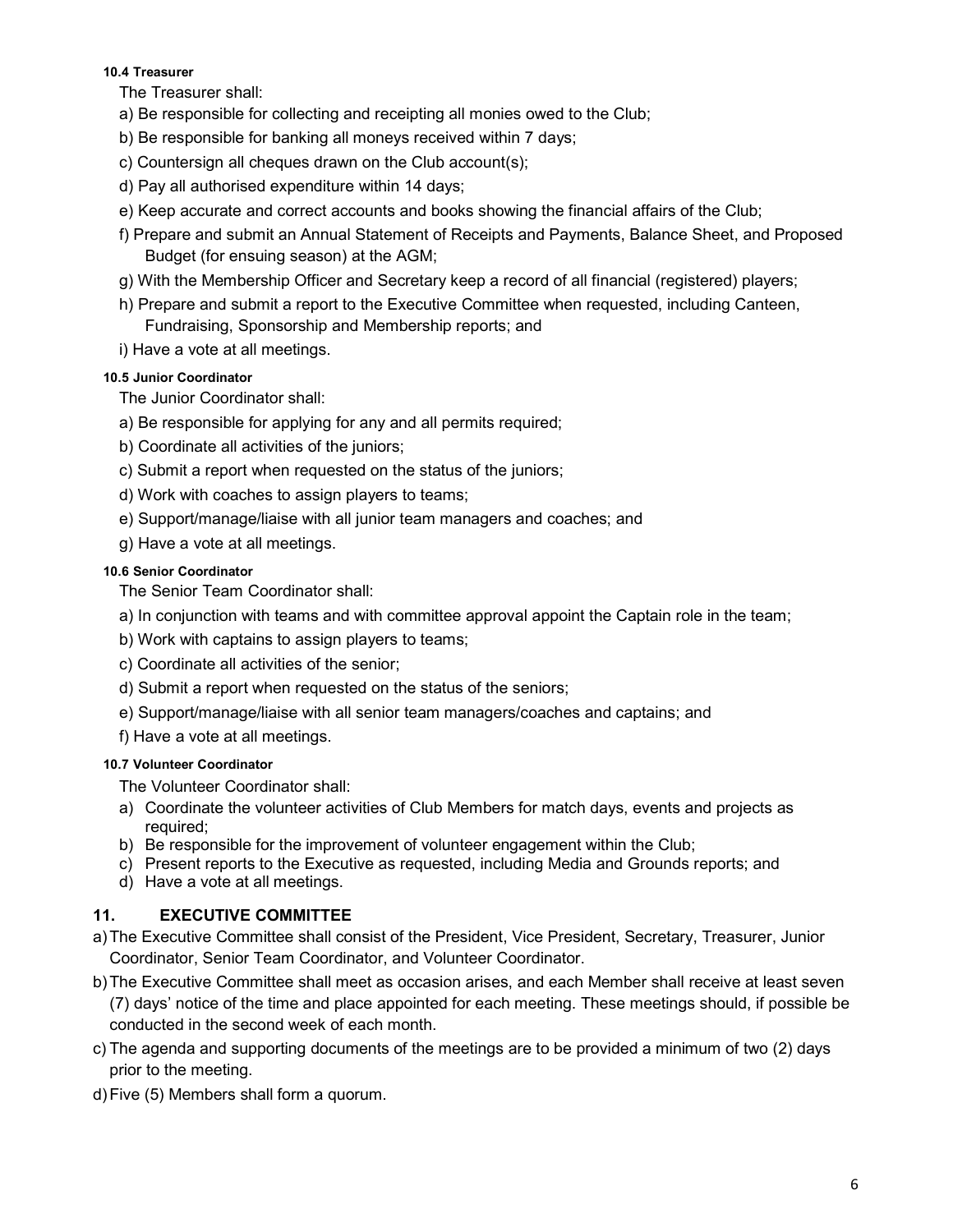#### 10.4 Treasurer

The Treasurer shall:

a) Be responsible for collecting and receipting all monies owed to the Club;

b) Be responsible for banking all moneys received within 7 days;

c) Countersign all cheques drawn on the Club account(s);

d) Pay all authorised expenditure within 14 days;

e) Keep accurate and correct accounts and books showing the financial affairs of the Club;

f) Prepare and submit an Annual Statement of Receipts and Payments, Balance Sheet, and Proposed Budget (for ensuing season) at the AGM;

g) With the Membership Officer and Secretary keep a record of all financial (registered) players;

h) Prepare and submit a report to the Executive Committee when requested, including Canteen, Fundraising, Sponsorship and Membership reports; and

i) Have a vote at all meetings.

#### 10.5 Junior Coordinator

The Junior Coordinator shall:

a) Be responsible for applying for any and all permits required;

b) Coordinate all activities of the juniors;

c) Submit a report when requested on the status of the juniors;

d) Work with coaches to assign players to teams;

e) Support/manage/liaise with all junior team managers and coaches; and

g) Have a vote at all meetings.

#### 10.6 Senior Coordinator

The Senior Team Coordinator shall:

a) In conjunction with teams and with committee approval appoint the Captain role in the team;

b) Work with captains to assign players to teams;

c) Coordinate all activities of the senior;

d) Submit a report when requested on the status of the seniors;

e) Support/manage/liaise with all senior team managers/coaches and captains; and

f) Have a vote at all meetings.

#### 10.7 Volunteer Coordinator

The Volunteer Coordinator shall:

a) Coordinate the volunteer activities of Club Members for match days, events and projects as required;

b) Be responsible for the improvement of volunteer engagement within the Club;

c) Present reports to the Executive as requested, including Media and Grounds reports; and

d) Have a vote at all meetings.

## 11. EXECUTIVE COMMITTEE

a) The Executive Committee shall consist of the President, Vice President, Secretary, Treasurer, Junior Coordinator, Senior Team Coordinator, and Volunteer Coordinator.

b) The Executive Committee shall meet as occasion arises, and each Member shall receive at least seven (7) days' notice of the time and place appointed for each meeting. These meetings should, if possible be conducted in the second week of each month.

c) The agenda and supporting documents of the meetings are to be provided a minimum of two (2) days prior to the meeting.

d) Five (5) Members shall form a quorum.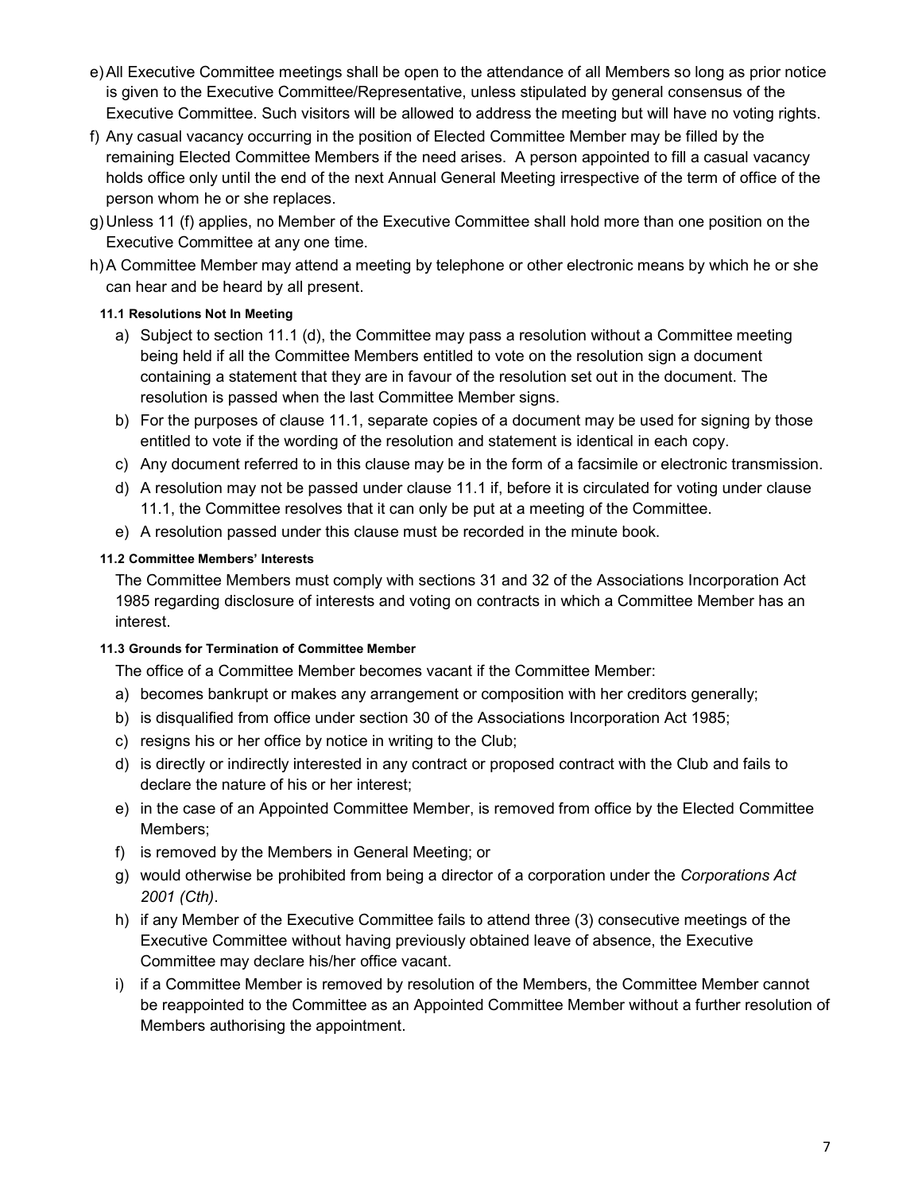e) All Executive Committee meetings shall be open to the attendance of all Members so long as prior notice is given to the Executive Committee/Representative, unless stipulated by general consensus of the Executive Committee. Such visitors will be allowed to address the meeting but will have no voting rights.

f) Any casual vacancy occurring in the position of Elected Committee Member may be filled by the remaining Elected Committee Members if the need arises. A person appointed to fill a casual vacancy holds office only until the end of the next Annual General Meeting irrespective of the term of office of the person whom he or she replaces.

g) Unless 11 (f) applies, no Member of the Executive Committee shall hold more than one position on the Executive Committee at any one time.

h) A Committee Member may attend a meeting by telephone or other electronic means by which he or she can hear and be heard by all present.

#### 11.1 Resolutions Not In Meeting

a) Subject to section 11.1 (d), the Committee may pass a resolution without a Committee meeting being held if all the Committee Members entitled to vote on the resolution sign a document containing a statement that they are in favour of the resolution set out in the document. The resolution is passed when the last Committee Member signs.

b) For the purposes of clause 11.1, separate copies of a document may be used for signing by those entitled to vote if the wording of the resolution and statement is identical in each copy.

c) Any document referred to in this clause may be in the form of a facsimile or electronic transmission.

d) A resolution may not be passed under clause 11.1 if, before it is circulated for voting under clause 11.1, the Committee resolves that it can only be put at a meeting of the Committee.

e) A resolution passed under this clause must be recorded in the minute book.

#### 11.2 Committee Members' Interests

The Committee Members must comply with sections 31 and 32 of the Associations Incorporation Act 1985 regarding disclosure of interests and voting on contracts in which a Committee Member has an interest.

#### 11.3 Grounds for Termination of Committee Member

The office of a Committee Member becomes vacant if the Committee Member:

a) becomes bankrupt or makes any arrangement or composition with her creditors generally;

b) is disqualified from office under section 30 of the Associations Incorporation Act 1985;

c) resigns his or her office by notice in writing to the Club;

d) is directly or indirectly interested in any contract or proposed contract with the Club and fails to declare the nature of his or her interest;

e) in the case of an Appointed Committee Member, is removed from office by the Elected Committee Members;

f) is removed by the Members in General Meeting; or

g) would otherwise be prohibited from being a director of a corporation under the *Corporations Act 2001 (Cth)*.

h) if any Member of the Executive Committee fails to attend three (3) consecutive meetings of the Executive Committee without having previously obtained leave of absence, the Executive Committee may declare his/her office vacant.

i) if a Committee Member is removed by resolution of the Members, the Committee Member cannot be reappointed to the Committee as an Appointed Committee Member without a further resolution of Members authorising the appointment.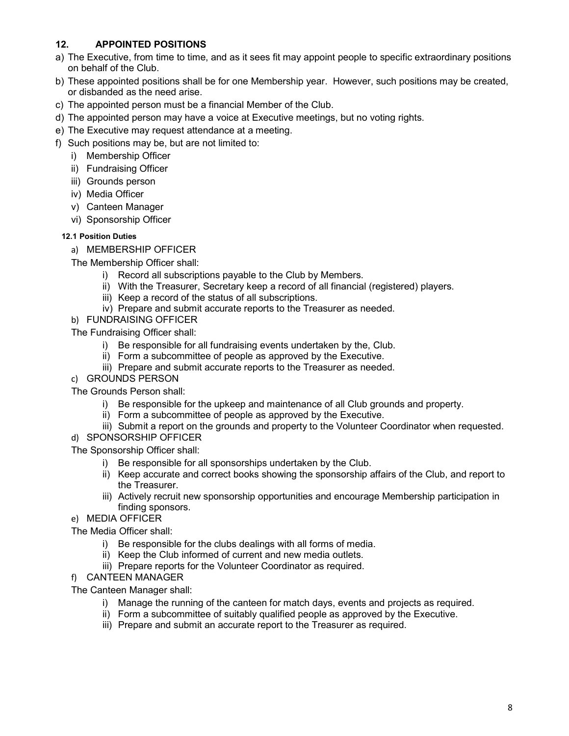## 12. APPOINTED POSITIONS

a) The Executive, from time to time, and as it sees fit may appoint people to specific extraordinary positions on behalf of the Club.
b) These appointed positions shall be for one Membership year. However, such positions may be created, or disbanded as the need arise.
c) The appointed person must be a financial Member of the Club.
d) The appointed person may have a voice at Executive meetings, but no voting rights.
e) The Executive may request attendance at a meeting.
f) Such positions may be, but are not limited to:
   i) Membership Officer
   ii) Fundraising Officer
   iii) Grounds person
   iv) Media Officer
   v) Canteen Manager
   vi) Sponsorship Officer

### 12.1 Position Duties

a) MEMBERSHIP OFFICER

The Membership Officer shall:

i) Record all subscriptions payable to the Club by Members.
ii) With the Treasurer, Secretary keep a record of all financial (registered) players.
iii) Keep a record of the status of all subscriptions.
iv) Prepare and submit accurate reports to the Treasurer as needed.

b) FUNDRAISING OFFICER

The Fundraising Officer shall:

i) Be responsible for all fundraising events undertaken by the, Club.
ii) Form a subcommittee of people as approved by the Executive.
iii) Prepare and submit accurate reports to the Treasurer as needed.

c) GROUNDS PERSON

The Grounds Person shall:

i) Be responsible for the upkeep and maintenance of all Club grounds and property.
ii) Form a subcommittee of people as approved by the Executive.
iii) Submit a report on the grounds and property to the Volunteer Coordinator when requested.

d) SPONSORSHIP OFFICER

The Sponsorship Officer shall:

i) Be responsible for all sponsorships undertaken by the Club.
ii) Keep accurate and correct books showing the sponsorship affairs of the Club, and report to the Treasurer.
iii) Actively recruit new sponsorship opportunities and encourage Membership participation in finding sponsors.

e) MEDIA OFFICER

The Media Officer shall:

i) Be responsible for the clubs dealings with all forms of media.
ii) Keep the Club informed of current and new media outlets.
iii) Prepare reports for the Volunteer Coordinator as required.

f) CANTEEN MANAGER

The Canteen Manager shall:

i) Manage the running of the canteen for match days, events and projects as required.
ii) Form a subcommittee of suitably qualified people as approved by the Executive.
iii) Prepare and submit an accurate report to the Treasurer as required.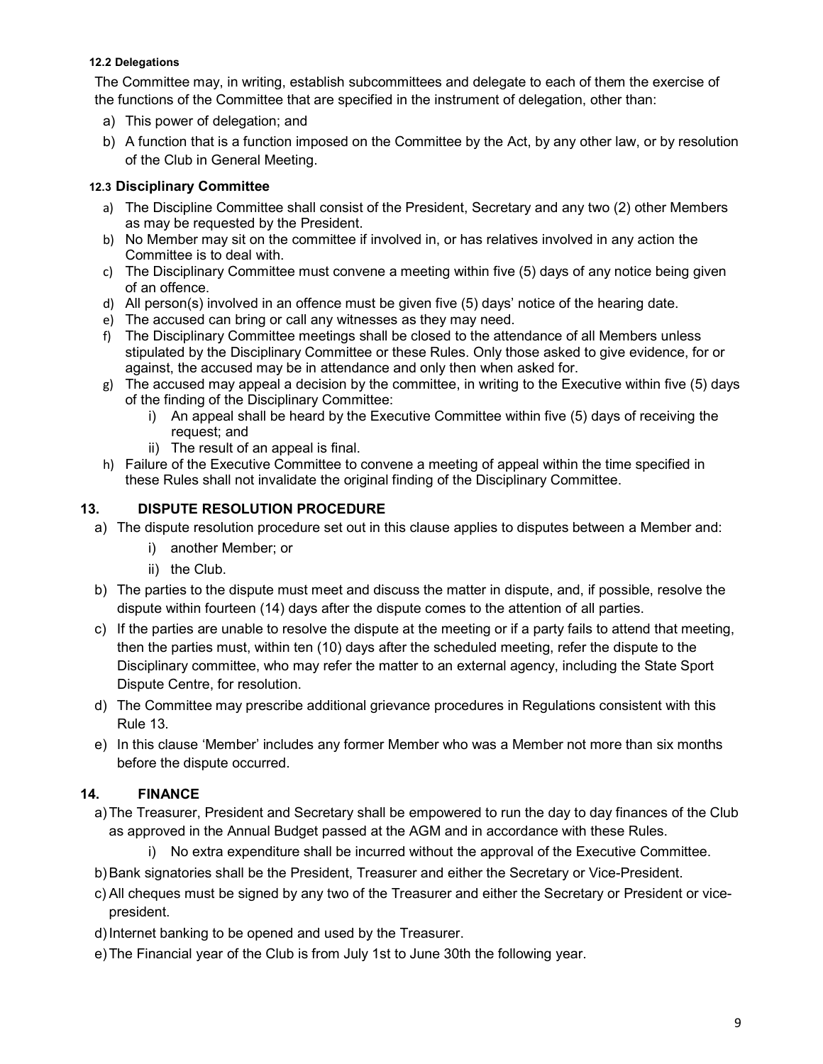#### 12.2 Delegations

The Committee may, in writing, establish subcommittees and delegate to each of them the exercise of the functions of the Committee that are specified in the instrument of delegation, other than:

a) This power of delegation; and
b) A function that is a function imposed on the Committee by the Act, by any other law, or by resolution of the Club in General Meeting.

#### 12.3 Disciplinary Committee

a) The Discipline Committee shall consist of the President, Secretary and any two (2) other Members as may be requested by the President.
b) No Member may sit on the committee if involved in, or has relatives involved in any action the Committee is to deal with.
c) The Disciplinary Committee must convene a meeting within five (5) days of any notice being given of an offence.
d) All person(s) involved in an offence must be given five (5) days' notice of the hearing date.
e) The accused can bring or call any witnesses as they may need.
f) The Disciplinary Committee meetings shall be closed to the attendance of all Members unless stipulated by the Disciplinary Committee or these Rules. Only those asked to give evidence, for or against, the accused may be in attendance and only then when asked for.
g) The accused may appeal a decision by the committee, in writing to the Executive within five (5) days of the finding of the Disciplinary Committee:
    i) An appeal shall be heard by the Executive Committee within five (5) days of receiving the request; and
    ii) The result of an appeal is final.
h) Failure of the Executive Committee to convene a meeting of appeal within the time specified in these Rules shall not invalidate the original finding of the Disciplinary Committee.

## 13. DISPUTE RESOLUTION PROCEDURE

a) The dispute resolution procedure set out in this clause applies to disputes between a Member and:
    i) another Member; or
    ii) the Club.
b) The parties to the dispute must meet and discuss the matter in dispute, and, if possible, resolve the dispute within fourteen (14) days after the dispute comes to the attention of all parties.
c) If the parties are unable to resolve the dispute at the meeting or if a party fails to attend that meeting, then the parties must, within ten (10) days after the scheduled meeting, refer the dispute to the Disciplinary committee, who may refer the matter to an external agency, including the State Sport Dispute Centre, for resolution.
d) The Committee may prescribe additional grievance procedures in Regulations consistent with this Rule 13.
e) In this clause 'Member' includes any former Member who was a Member not more than six months before the dispute occurred.

## 14. FINANCE

a) The Treasurer, President and Secretary shall be empowered to run the day to day finances of the Club as approved in the Annual Budget passed at the AGM and in accordance with these Rules.
    i) No extra expenditure shall be incurred without the approval of the Executive Committee.
b) Bank signatories shall be the President, Treasurer and either the Secretary or Vice-President.
c) All cheques must be signed by any two of the Treasurer and either the Secretary or President or vice-president.
d) Internet banking to be opened and used by the Treasurer.
e) The Financial year of the Club is from July 1st to June 30th the following year.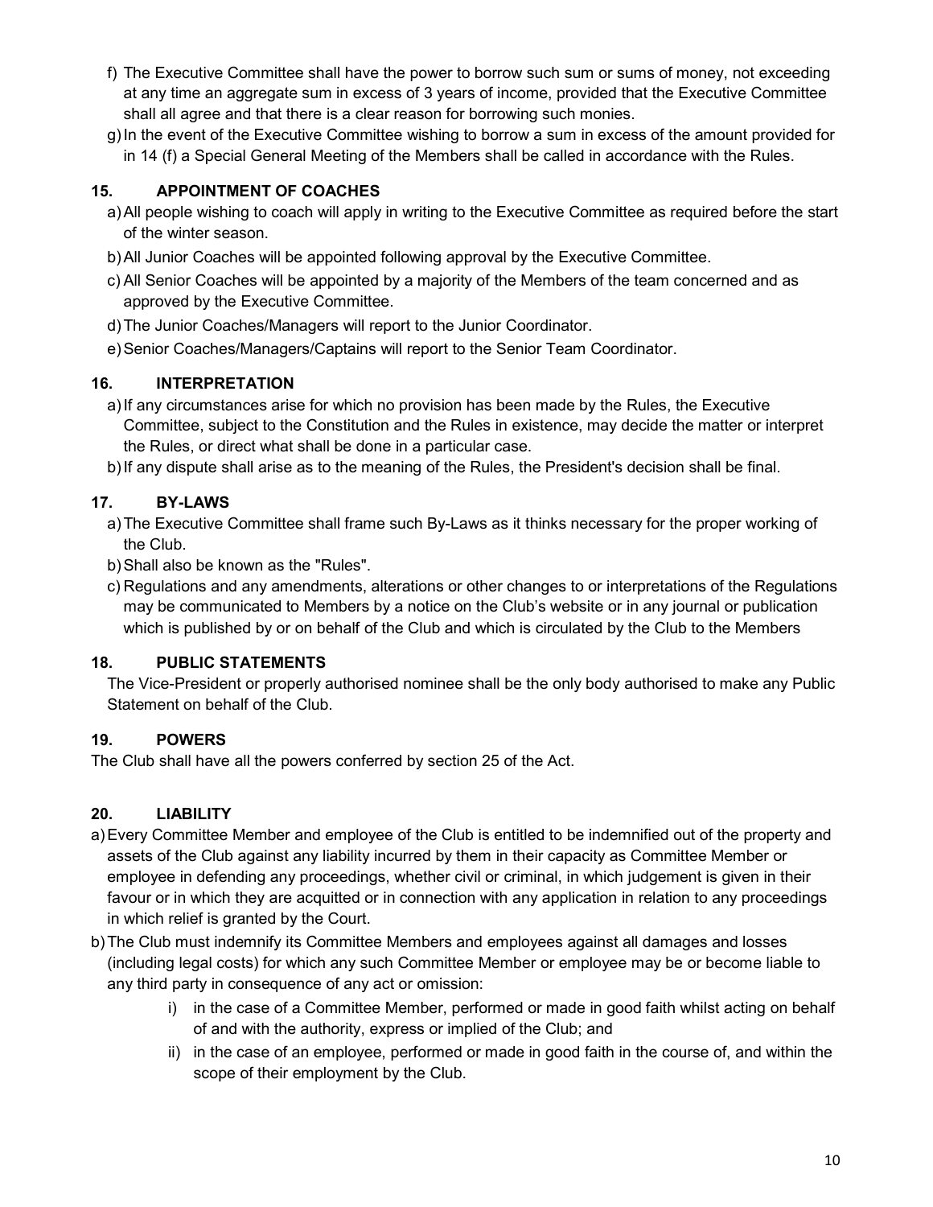f) The Executive Committee shall have the power to borrow such sum or sums of money, not exceeding at any time an aggregate sum in excess of 3 years of income, provided that the Executive Committee shall all agree and that there is a clear reason for borrowing such monies.

g) In the event of the Executive Committee wishing to borrow a sum in excess of the amount provided for in 14 (f) a Special General Meeting of the Members shall be called in accordance with the Rules.

## 15. APPOINTMENT OF COACHES

a) All people wishing to coach will apply in writing to the Executive Committee as required before the start of the winter season.

b) All Junior Coaches will be appointed following approval by the Executive Committee.

c) All Senior Coaches will be appointed by a majority of the Members of the team concerned and as approved by the Executive Committee.

d) The Junior Coaches/Managers will report to the Junior Coordinator.

e) Senior Coaches/Managers/Captains will report to the Senior Team Coordinator.

## 16. INTERPRETATION

a) If any circumstances arise for which no provision has been made by the Rules, the Executive Committee, subject to the Constitution and the Rules in existence, may decide the matter or interpret the Rules, or direct what shall be done in a particular case.

b) If any dispute shall arise as to the meaning of the Rules, the President's decision shall be final.

## 17. BY-LAWS

a) The Executive Committee shall frame such By-Laws as it thinks necessary for the proper working of the Club.

b) Shall also be known as the "Rules".

c) Regulations and any amendments, alterations or other changes to or interpretations of the Regulations may be communicated to Members by a notice on the Club's website or in any journal or publication which is published by or on behalf of the Club and which is circulated by the Club to the Members

## 18. PUBLIC STATEMENTS

The Vice-President or properly authorised nominee shall be the only body authorised to make any Public Statement on behalf of the Club.

## 19. POWERS

The Club shall have all the powers conferred by section 25 of the Act.

## 20. LIABILITY

a) Every Committee Member and employee of the Club is entitled to be indemnified out of the property and assets of the Club against any liability incurred by them in their capacity as Committee Member or employee in defending any proceedings, whether civil or criminal, in which judgement is given in their favour or in which they are acquitted or in connection with any application in relation to any proceedings in which relief is granted by the Court.

b) The Club must indemnify its Committee Members and employees against all damages and losses (including legal costs) for which any such Committee Member or employee may be or become liable to any third party in consequence of any act or omission:

   i) in the case of a Committee Member, performed or made in good faith whilst acting on behalf of and with the authority, express or implied of the Club; and

   ii) in the case of an employee, performed or made in good faith in the course of, and within the scope of their employment by the Club.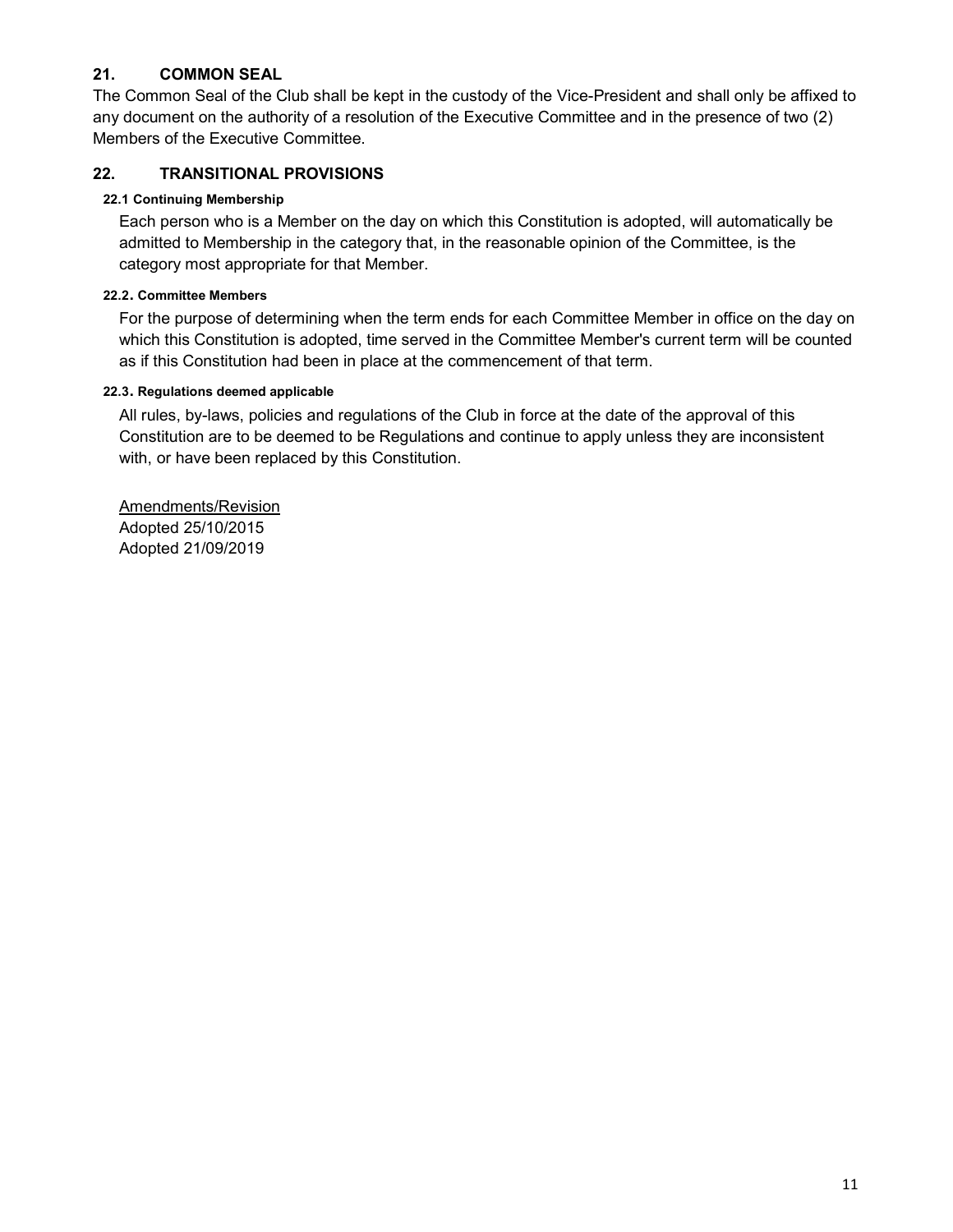## 21. COMMON SEAL

The Common Seal of the Club shall be kept in the custody of the Vice-President and shall only be affixed to any document on the authority of a resolution of the Executive Committee and in the presence of two (2) Members of the Executive Committee.

## 22. TRANSITIONAL PROVISIONS

#### 22.1 Continuing Membership

Each person who is a Member on the day on which this Constitution is adopted, will automatically be admitted to Membership in the category that, in the reasonable opinion of the Committee, is the category most appropriate for that Member.

#### 22.2. Committee Members

For the purpose of determining when the term ends for each Committee Member in office on the day on which this Constitution is adopted, time served in the Committee Member's current term will be counted as if this Constitution had been in place at the commencement of that term.

#### 22.3. Regulations deemed applicable

All rules, by-laws, policies and regulations of the Club in force at the date of the approval of this Constitution are to be deemed to be Regulations and continue to apply unless they are inconsistent with, or have been replaced by this Constitution.

<u>Amendments/Revision</u>
Adopted 25/10/2015
Adopted 21/09/2019